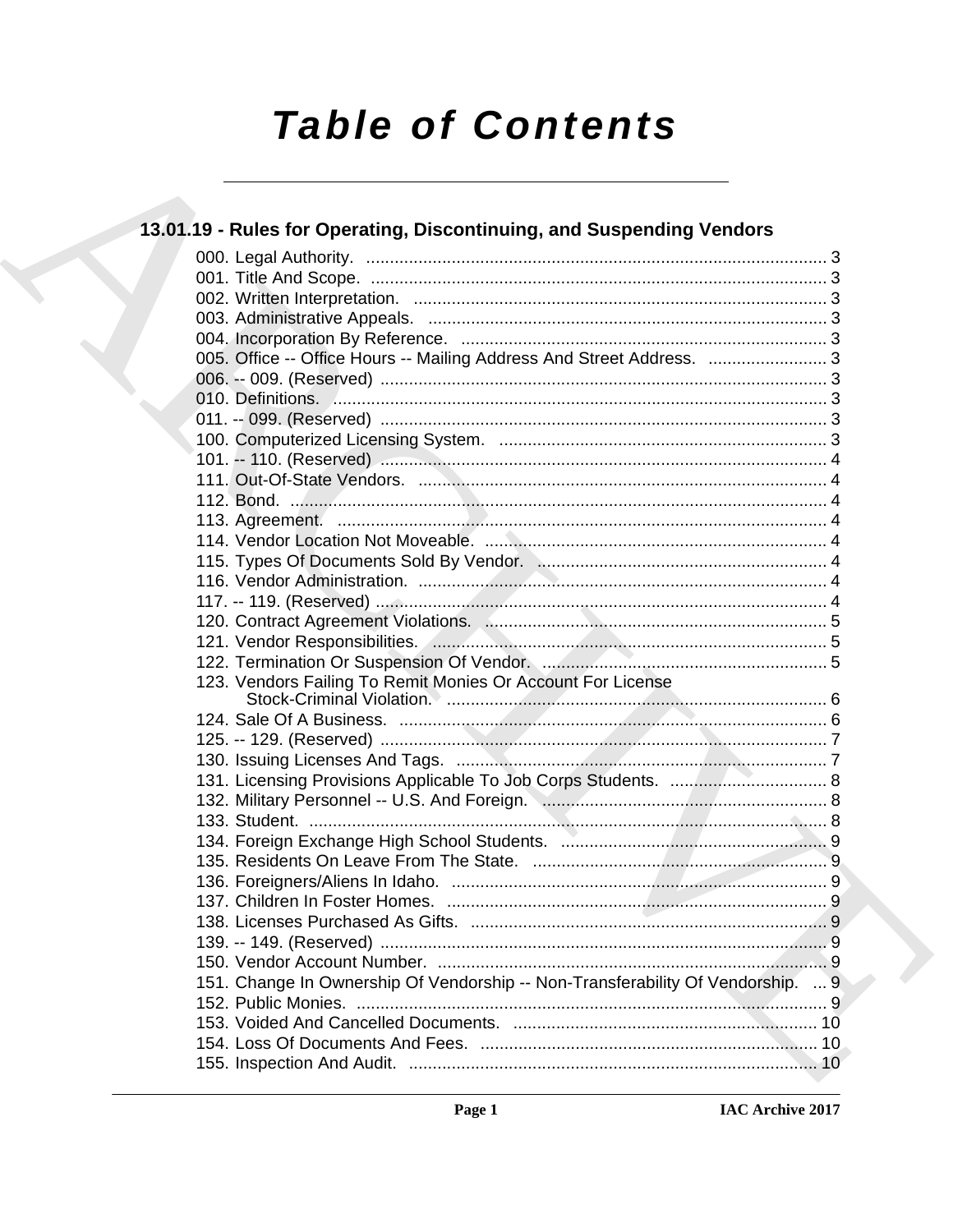# Table of Contents

## 13.01.19 - Rules for Operating, Discontinuing, and Suspending Vendors

000. Legal Authority. ..... 3
001. Title And Scope. ..... 3
002. Written Interpretation. ..... 3
003. Administrative Appeals. ..... 3
004. Incorporation By Reference. ..... 3
005. Office -- Office Hours -- Mailing Address And Street Address. ..... 3
006. -- 009. (Reserved) ..... 3
010. Definitions. ..... 3
011. -- 099. (Reserved) ..... 3
100. Computerized Licensing System. ..... 3
101. -- 110. (Reserved) ..... 4
111. Out-Of-State Vendors. ..... 4
112. Bond. ..... 4
113. Agreement. ..... 4
114. Vendor Location Not Moveable. ..... 4
115. Types Of Documents Sold By Vendor. ..... 4
116. Vendor Administration. ..... 4
117. -- 119. (Reserved) ..... 4
120. Contract Agreement Violations. ..... 5
121. Vendor Responsibilities. ..... 5
122. Termination Or Suspension Of Vendor. ..... 5
123. Vendors Failing To Remit Monies Or Account For License Stock-Criminal Violation. ..... 6
124. Sale Of A Business. ..... 6
125. -- 129. (Reserved) ..... 7
130. Issuing Licenses And Tags. ..... 7
131. Licensing Provisions Applicable To Job Corps Students. ..... 8
132. Military Personnel -- U.S. And Foreign. ..... 8
133. Student. ..... 8
134. Foreign Exchange High School Students. ..... 9
135. Residents On Leave From The State. ..... 9
136. Foreigners/Aliens In Idaho. ..... 9
137. Children In Foster Homes. ..... 9
138. Licenses Purchased As Gifts. ..... 9
139. -- 149. (Reserved) ..... 9
150. Vendor Account Number. ..... 9
151. Change In Ownership Of Vendorship -- Non-Transferability Of Vendorship. ..... 9
152. Public Monies. ..... 9
153. Voided And Cancelled Documents. ..... 10
154. Loss Of Documents And Fees. ..... 10
155. Inspection And Audit. ..... 10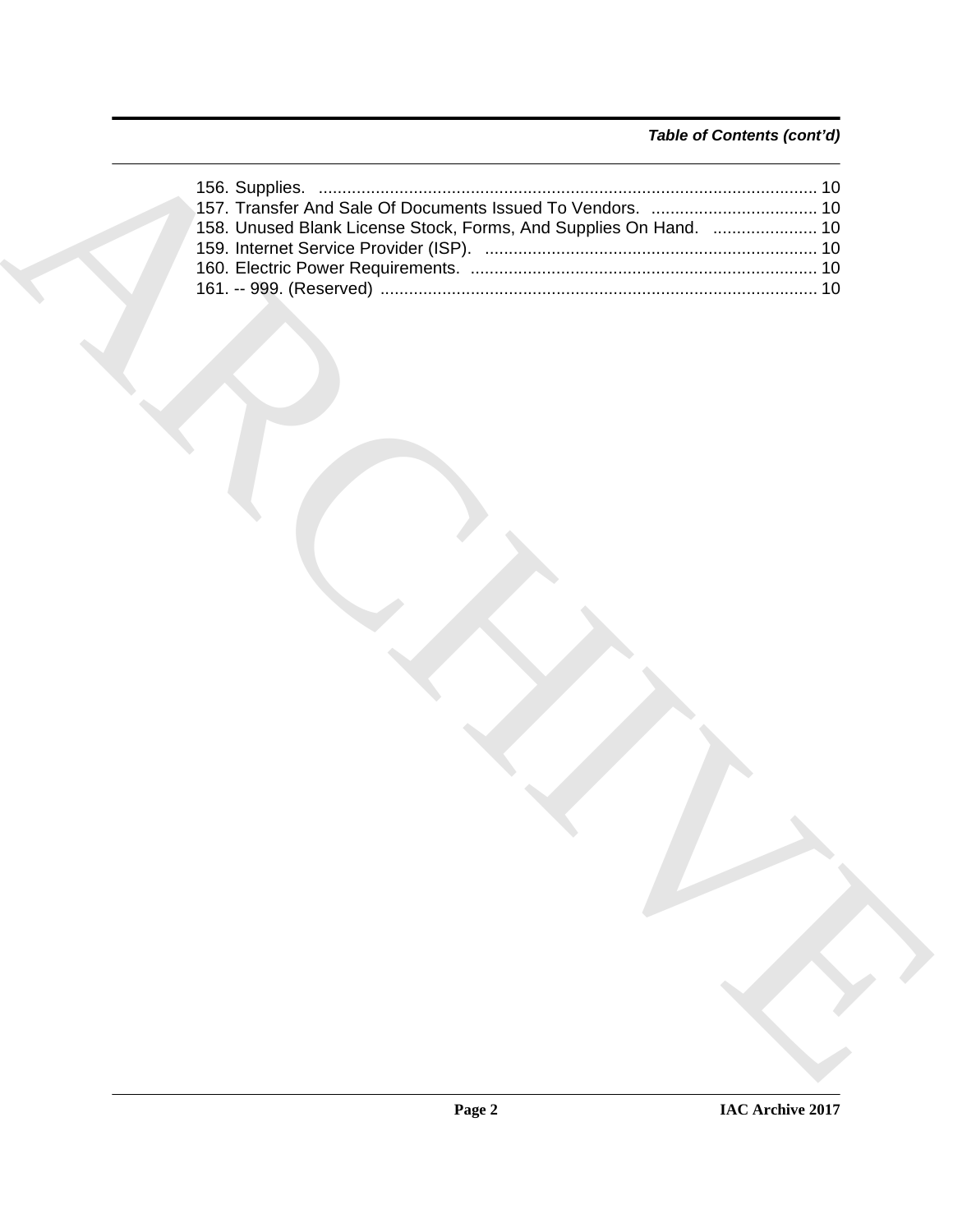*Table of Contents (cont'd)*

156. Supplies. ........................................................................................................ 10
157. Transfer And Sale Of Documents Issued To Vendors. .................................. 10
158. Unused Blank License Stock, Forms, And Supplies On Hand. ...................... 10
159. Internet Service Provider (ISP). ...................................................................... 10
160. Electric Power Requirements. ......................................................................... 10
161. -- 999. (Reserved) ............................................................................................ 10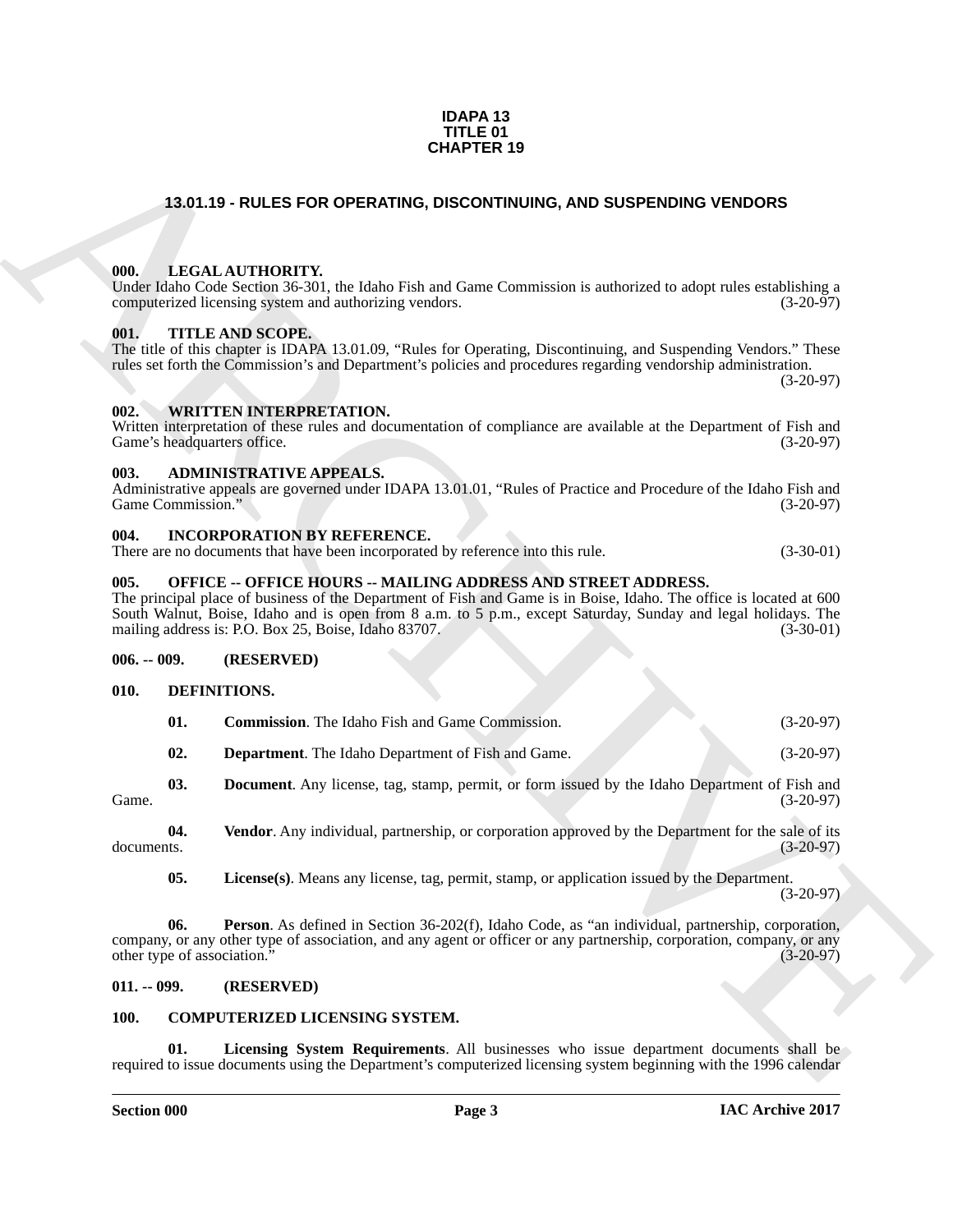**IDAPA 13**
**TITLE 01**
**CHAPTER 19**

## 13.01.19 - RULES FOR OPERATING, DISCONTINUING, AND SUSPENDING VENDORS

### 000. LEGAL AUTHORITY.

Under Idaho Code Section 36-301, the Idaho Fish and Game Commission is authorized to adopt rules establishing a computerized licensing system and authorizing vendors. (3-20-97)

### 001. TITLE AND SCOPE.

The title of this chapter is IDAPA 13.01.09, "Rules for Operating, Discontinuing, and Suspending Vendors." These rules set forth the Commission's and Department's policies and procedures regarding vendorship administration. (3-20-97)

### 002. WRITTEN INTERPRETATION.

Written interpretation of these rules and documentation of compliance are available at the Department of Fish and Game's headquarters office. (3-20-97)

### 003. ADMINISTRATIVE APPEALS.

Administrative appeals are governed under IDAPA 13.01.01, "Rules of Practice and Procedure of the Idaho Fish and Game Commission." (3-20-97)

### 004. INCORPORATION BY REFERENCE.

There are no documents that have been incorporated by reference into this rule. (3-30-01)

### 005. OFFICE -- OFFICE HOURS -- MAILING ADDRESS AND STREET ADDRESS.

The principal place of business of the Department of Fish and Game is in Boise, Idaho. The office is located at 600 South Walnut, Boise, Idaho and is open from 8 a.m. to 5 p.m., except Saturday, Sunday and legal holidays. The mailing address is: P.O. Box 25, Boise, Idaho 83707. (3-30-01)

### 006. -- 009. (RESERVED)

### 010. DEFINITIONS.

**01. Commission**. The Idaho Fish and Game Commission. (3-20-97)

**02. Department**. The Idaho Department of Fish and Game. (3-20-97)

**03. Document**. Any license, tag, stamp, permit, or form issued by the Idaho Department of Fish and Game. (3-20-97)

**04. Vendor**. Any individual, partnership, or corporation approved by the Department for the sale of its documents. (3-20-97)

**05. License(s)**. Means any license, tag, permit, stamp, or application issued by the Department. (3-20-97)

**06. Person**. As defined in Section 36-202(f), Idaho Code, as "an individual, partnership, corporation, company, or any other type of association, and any agent or officer or any partnership, corporation, company, or any other type of association." (3-20-97)

### 011. -- 099. (RESERVED)

### 100. COMPUTERIZED LICENSING SYSTEM.

**01. Licensing System Requirements**. All businesses who issue department documents shall be required to issue documents using the Department's computerized licensing system beginning with the 1996 calendar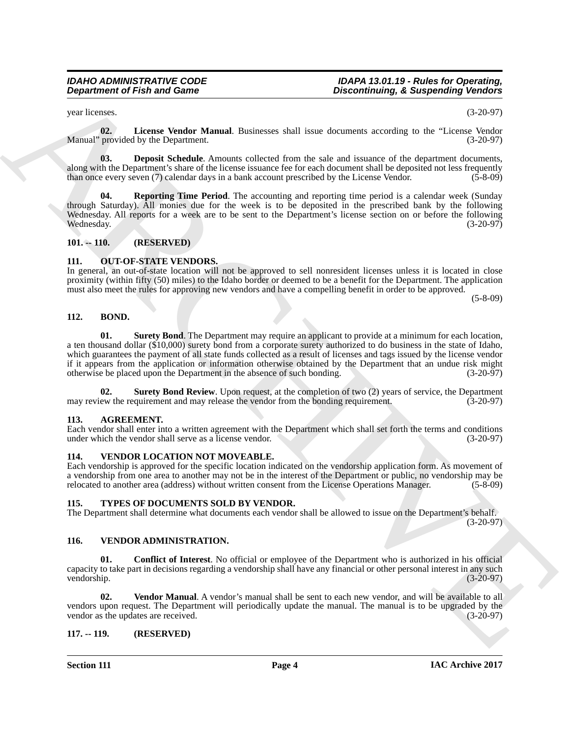year licenses. (3-20-97)

**02. License Vendor Manual**. Businesses shall issue documents according to the "License Vendor Manual" provided by the Department. (3-20-97)

**03. Deposit Schedule**. Amounts collected from the sale and issuance of the department documents, along with the Department's share of the license issuance fee for each document shall be deposited not less frequently than once every seven (7) calendar days in a bank account prescribed by the License Vendor. (5-8-09)

**04. Reporting Time Period**. The accounting and reporting time period is a calendar week (Sunday through Saturday). All monies due for the week is to be deposited in the prescribed bank by the following Wednesday. All reports for a week are to be sent to the Department's license section on or before the following Wednesday. (3-20-97)

## 101. -- 110. (RESERVED)

## 111. OUT-OF-STATE VENDORS.

In general, an out-of-state location will not be approved to sell nonresident licenses unless it is located in close proximity (within fifty (50) miles) to the Idaho border or deemed to be a benefit for the Department. The application must also meet the rules for approving new vendors and have a compelling benefit in order to be approved. (5-8-09)

## 112. BOND.

**01. Surety Bond**. The Department may require an applicant to provide at a minimum for each location, a ten thousand dollar ($10,000) surety bond from a corporate surety authorized to do business in the state of Idaho, which guarantees the payment of all state funds collected as a result of licenses and tags issued by the license vendor if it appears from the application or information otherwise obtained by the Department that an undue risk might otherwise be placed upon the Department in the absence of such bonding. (3-20-97)

**02. Surety Bond Review**. Upon request, at the completion of two (2) years of service, the Department may review the requirement and may release the vendor from the bonding requirement. (3-20-97)

## 113. AGREEMENT.

Each vendor shall enter into a written agreement with the Department which shall set forth the terms and conditions under which the vendor shall serve as a license vendor. (3-20-97)

## 114. VENDOR LOCATION NOT MOVEABLE.

Each vendorship is approved for the specific location indicated on the vendorship application form. As movement of a vendorship from one area to another may not be in the interest of the Department or public, no vendorship may be relocated to another area (address) without written consent from the License Operations Manager. (5-8-09)

## 115. TYPES OF DOCUMENTS SOLD BY VENDOR.

The Department shall determine what documents each vendor shall be allowed to issue on the Department's behalf. (3-20-97)

## 116. VENDOR ADMINISTRATION.

**01. Conflict of Interest**. No official or employee of the Department who is authorized in his official capacity to take part in decisions regarding a vendorship shall have any financial or other personal interest in any such vendorship. (3-20-97)

**02. Vendor Manual**. A vendor's manual shall be sent to each new vendor, and will be available to all vendors upon request. The Department will periodically update the manual. The manual is to be upgraded by the vendor as the updates are received. (3-20-97)

## 117. -- 119. (RESERVED)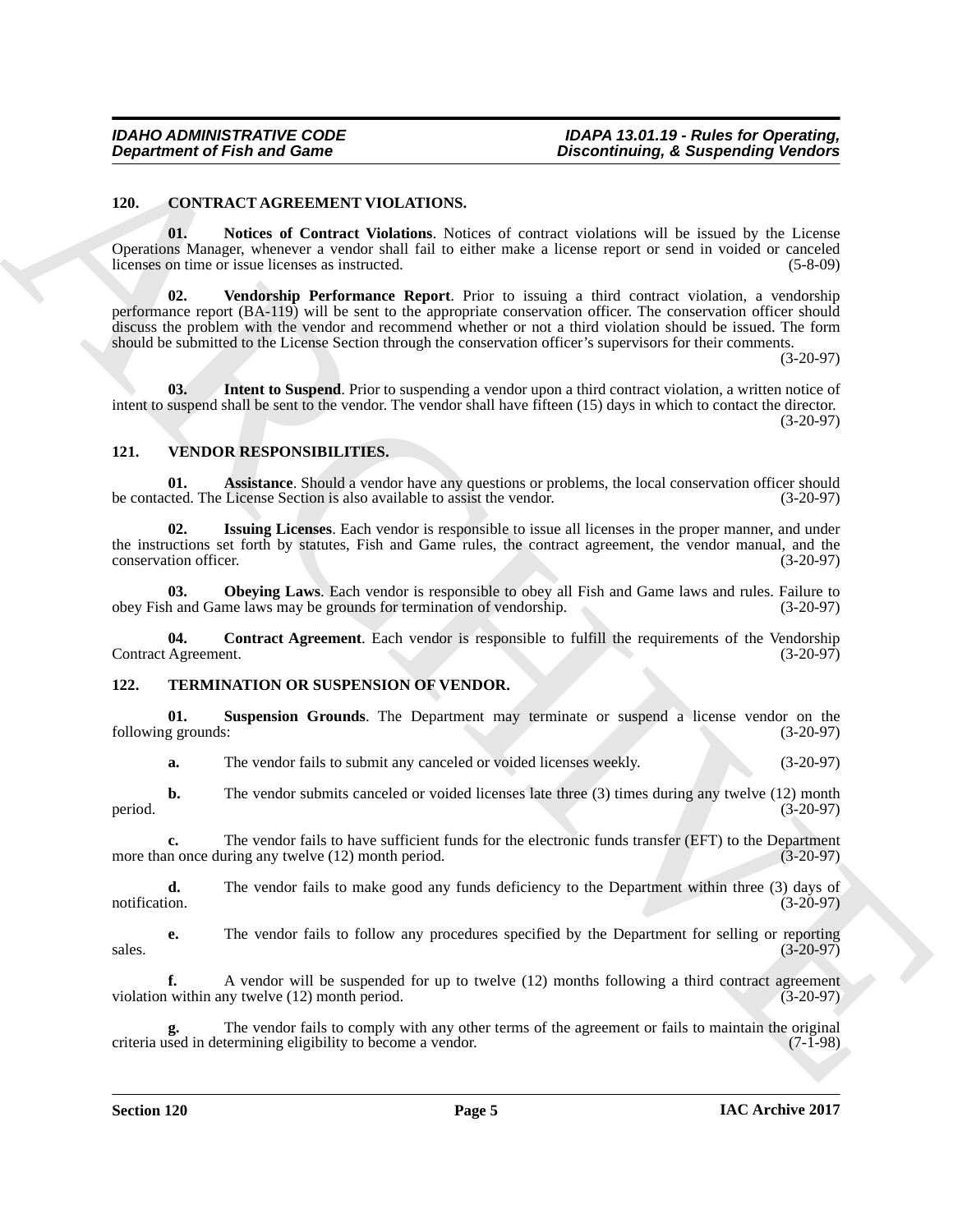## 120. CONTRACT AGREEMENT VIOLATIONS.

**01. Notices of Contract Violations**. Notices of contract violations will be issued by the License Operations Manager, whenever a vendor shall fail to either make a license report or send in voided or canceled licenses on time or issue licenses as instructed. (5-8-09)

**02. Vendorship Performance Report**. Prior to issuing a third contract violation, a vendorship performance report (BA-119) will be sent to the appropriate conservation officer. The conservation officer should discuss the problem with the vendor and recommend whether or not a third violation should be issued. The form should be submitted to the License Section through the conservation officer's supervisors for their comments. (3-20-97)

**03. Intent to Suspend**. Prior to suspending a vendor upon a third contract violation, a written notice of intent to suspend shall be sent to the vendor. The vendor shall have fifteen (15) days in which to contact the director. (3-20-97)

## 121. VENDOR RESPONSIBILITIES.

**01. Assistance**. Should a vendor have any questions or problems, the local conservation officer should be contacted. The License Section is also available to assist the vendor. (3-20-97)

**02. Issuing Licenses**. Each vendor is responsible to issue all licenses in the proper manner, and under the instructions set forth by statutes, Fish and Game rules, the contract agreement, the vendor manual, and the conservation officer. (3-20-97)

**03. Obeying Laws**. Each vendor is responsible to obey all Fish and Game laws and rules. Failure to obey Fish and Game laws may be grounds for termination of vendorship. (3-20-97)

**04. Contract Agreement**. Each vendor is responsible to fulfill the requirements of the Vendorship Contract Agreement. (3-20-97)

## 122. TERMINATION OR SUSPENSION OF VENDOR.

**01. Suspension Grounds**. The Department may terminate or suspend a license vendor on the following grounds: (3-20-97)

**a.** The vendor fails to submit any canceled or voided licenses weekly. (3-20-97)

**b.** The vendor submits canceled or voided licenses late three (3) times during any twelve (12) month period. (3-20-97)

**c.** The vendor fails to have sufficient funds for the electronic funds transfer (EFT) to the Department more than once during any twelve (12) month period. (3-20-97)

**d.** The vendor fails to make good any funds deficiency to the Department within three (3) days of notification. (3-20-97)

**e.** The vendor fails to follow any procedures specified by the Department for selling or reporting sales. (3-20-97)

**f.** A vendor will be suspended for up to twelve (12) months following a third contract agreement violation within any twelve (12) month period. (3-20-97)

**g.** The vendor fails to comply with any other terms of the agreement or fails to maintain the original criteria used in determining eligibility to become a vendor. (7-1-98)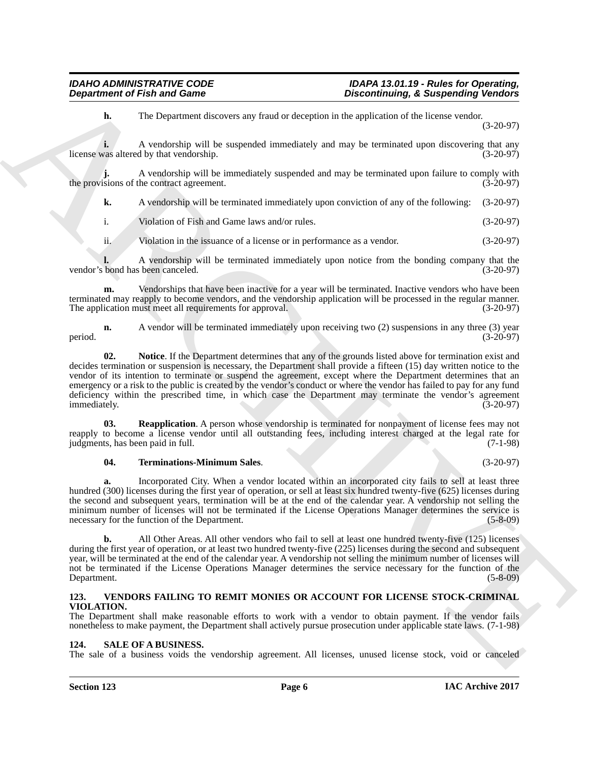**h.** The Department discovers any fraud or deception in the application of the license vendor. (3-20-97)

**i.** A vendorship will be suspended immediately and may be terminated upon discovering that any license was altered by that vendorship. (3-20-97)

**j.** A vendorship will be immediately suspended and may be terminated upon failure to comply with the provisions of the contract agreement. (3-20-97)

**k.** A vendorship will be terminated immediately upon conviction of any of the following: (3-20-97)

i. Violation of Fish and Game laws and/or rules. (3-20-97)

ii. Violation in the issuance of a license or in performance as a vendor. (3-20-97)

**l.** A vendorship will be terminated immediately upon notice from the bonding company that the vendor's bond has been canceled. (3-20-97)

**m.** Vendorships that have been inactive for a year will be terminated. Inactive vendors who have been terminated may reapply to become vendors, and the vendorship application will be processed in the regular manner. The application must meet all requirements for approval. (3-20-97)

**n.** A vendor will be terminated immediately upon receiving two (2) suspensions in any three (3) year period. (3-20-97)

**02. Notice**. If the Department determines that any of the grounds listed above for termination exist and decides termination or suspension is necessary, the Department shall provide a fifteen (15) day written notice to the vendor of its intention to terminate or suspend the agreement, except where the Department determines that an emergency or a risk to the public is created by the vendor's conduct or where the vendor has failed to pay for any fund deficiency within the prescribed time, in which case the Department may terminate the vendor's agreement immediately. (3-20-97)

**03. Reapplication**. A person whose vendorship is terminated for nonpayment of license fees may not reapply to become a license vendor until all outstanding fees, including interest charged at the legal rate for judgments, has been paid in full. (7-1-98)

**04. Terminations-Minimum Sales**. (3-20-97)

**a.** Incorporated City. When a vendor located within an incorporated city fails to sell at least three hundred (300) licenses during the first year of operation, or sell at least six hundred twenty-five (625) licenses during the second and subsequent years, termination will be at the end of the calendar year. A vendorship not selling the minimum number of licenses will not be terminated if the License Operations Manager determines the service is necessary for the function of the Department. (5-8-09)

**b.** All Other Areas. All other vendors who fail to sell at least one hundred twenty-five (125) licenses during the first year of operation, or at least two hundred twenty-five (225) licenses during the second and subsequent year, will be terminated at the end of the calendar year. A vendorship not selling the minimum number of licenses will not be terminated if the License Operations Manager determines the service necessary for the function of the Department. (5-8-09)

## 123. VENDORS FAILING TO REMIT MONIES OR ACCOUNT FOR LICENSE STOCK-CRIMINAL VIOLATION.

The Department shall make reasonable efforts to work with a vendor to obtain payment. If the vendor fails nonetheless to make payment, the Department shall actively pursue prosecution under applicable state laws. (7-1-98)

## 124. SALE OF A BUSINESS.

The sale of a business voids the vendorship agreement. All licenses, unused license stock, void or canceled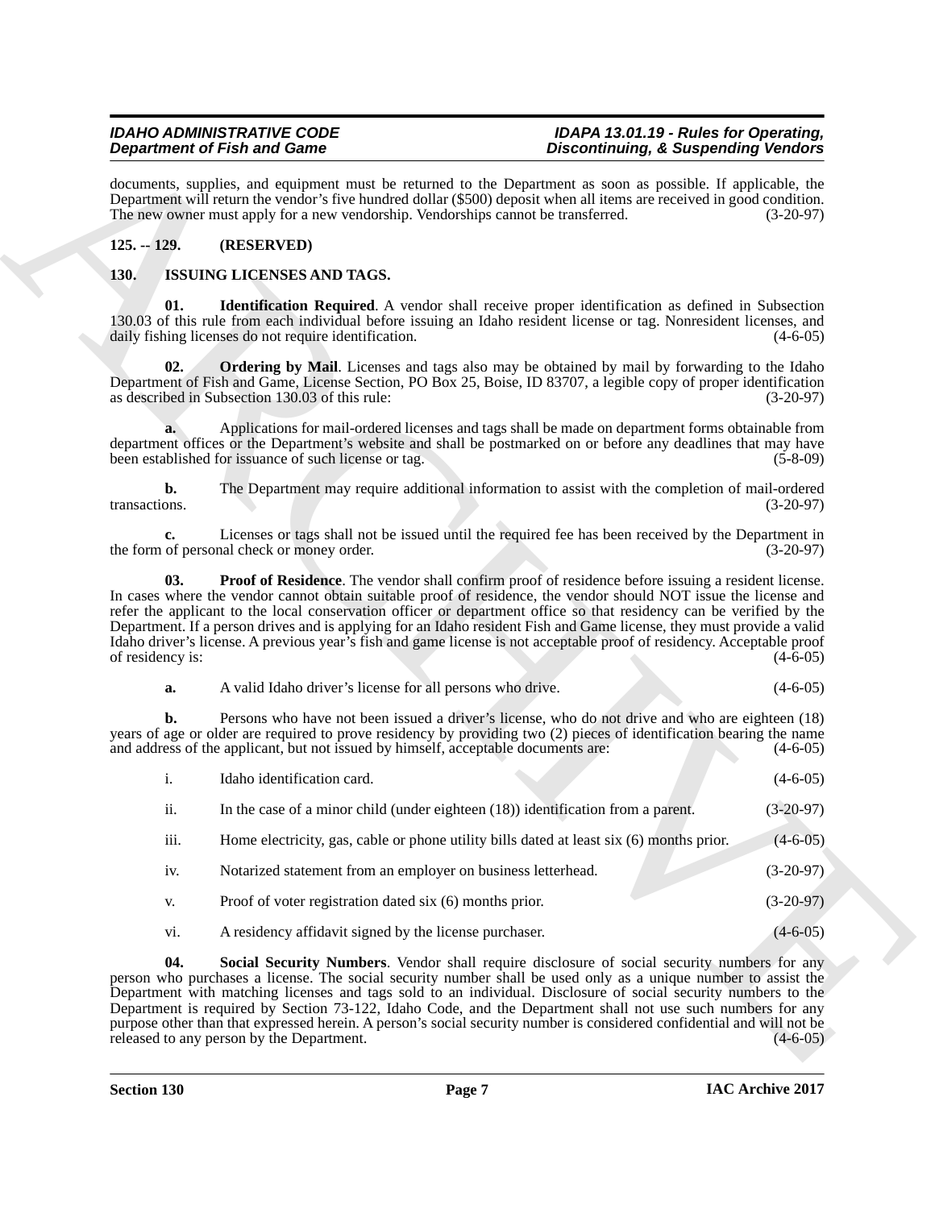documents, supplies, and equipment must be returned to the Department as soon as possible. If applicable, the Department will return the vendor's five hundred dollar ($500) deposit when all items are received in good condition. The new owner must apply for a new vendorship. Vendorships cannot be transferred. (3-20-97)

## 125. -- 129. (RESERVED)

## 130. ISSUING LICENSES AND TAGS.

**01. Identification Required**. A vendor shall receive proper identification as defined in Subsection 130.03 of this rule from each individual before issuing an Idaho resident license or tag. Nonresident licenses, and daily fishing licenses do not require identification. (4-6-05)

**02. Ordering by Mail**. Licenses and tags also may be obtained by mail by forwarding to the Idaho Department of Fish and Game, License Section, PO Box 25, Boise, ID 83707, a legible copy of proper identification as described in Subsection 130.03 of this rule: (3-20-97)

**a.** Applications for mail-ordered licenses and tags shall be made on department forms obtainable from department offices or the Department's website and shall be postmarked on or before any deadlines that may have been established for issuance of such license or tag. (5-8-09)

**b.** The Department may require additional information to assist with the completion of mail-ordered transactions. (3-20-97)

**c.** Licenses or tags shall not be issued until the required fee has been received by the Department in the form of personal check or money order. (3-20-97)

**03. Proof of Residence**. The vendor shall confirm proof of residence before issuing a resident license. In cases where the vendor cannot obtain suitable proof of residence, the vendor should NOT issue the license and refer the applicant to the local conservation officer or department office so that residency can be verified by the Department. If a person drives and is applying for an Idaho resident Fish and Game license, they must provide a valid Idaho driver's license. A previous year's fish and game license is not acceptable proof of residency. Acceptable proof of residency is: (4-6-05)

**a.** A valid Idaho driver's license for all persons who drive. (4-6-05)

**b.** Persons who have not been issued a driver's license, who do not drive and who are eighteen (18) years of age or older are required to prove residency by providing two (2) pieces of identification bearing the name and address of the applicant, but not issued by himself, acceptable documents are: (4-6-05)

i. Idaho identification card. (4-6-05)

ii. In the case of a minor child (under eighteen (18)) identification from a parent. (3-20-97)

iii. Home electricity, gas, cable or phone utility bills dated at least six (6) months prior. (4-6-05)

iv. Notarized statement from an employer on business letterhead. (3-20-97)

v. Proof of voter registration dated six (6) months prior. (3-20-97)

vi. A residency affidavit signed by the license purchaser. (4-6-05)

**04. Social Security Numbers**. Vendor shall require disclosure of social security numbers for any person who purchases a license. The social security number shall be used only as a unique number to assist the Department with matching licenses and tags sold to an individual. Disclosure of social security numbers to the Department is required by Section 73-122, Idaho Code, and the Department shall not use such numbers for any purpose other than that expressed herein. A person's social security number is considered confidential and will not be released to any person by the Department. (4-6-05)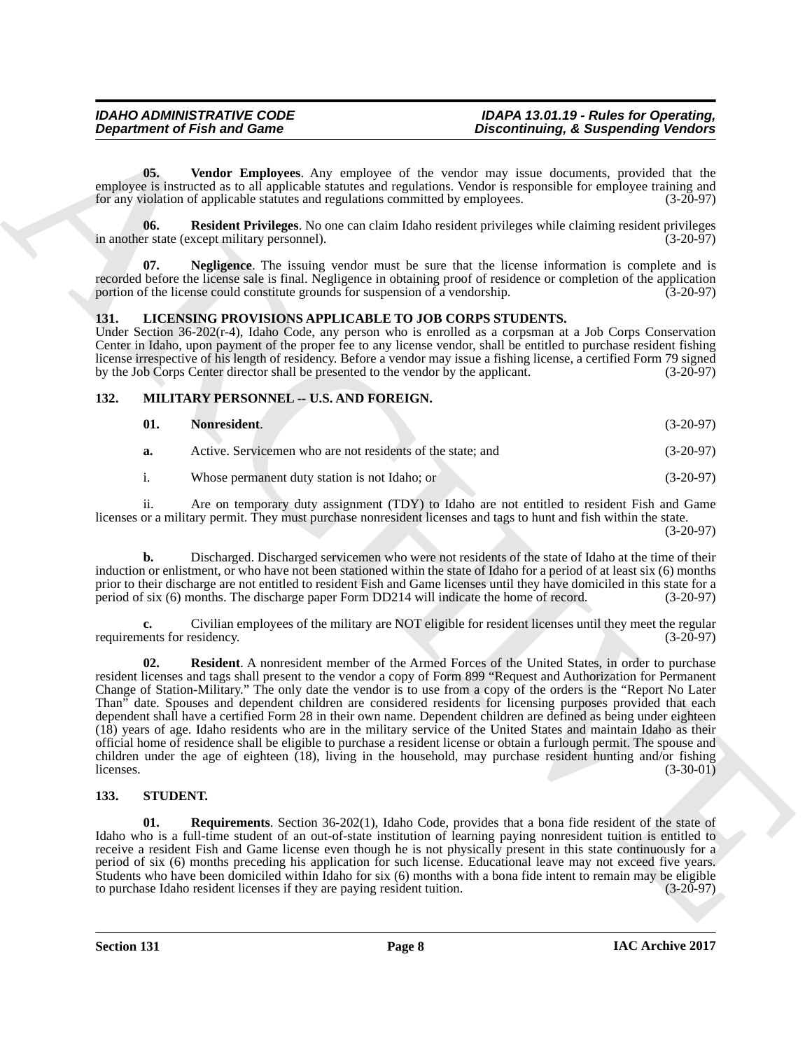**05. Vendor Employees**. Any employee of the vendor may issue documents, provided that the employee is instructed as to all applicable statutes and regulations. Vendor is responsible for employee training and for any violation of applicable statutes and regulations committed by employees. (3-20-97)

**06. Resident Privileges**. No one can claim Idaho resident privileges while claiming resident privileges in another state (except military personnel). (3-20-97)

**07. Negligence**. The issuing vendor must be sure that the license information is complete and is recorded before the license sale is final. Negligence in obtaining proof of residence or completion of the application portion of the license could constitute grounds for suspension of a vendorship. (3-20-97)

## 131. LICENSING PROVISIONS APPLICABLE TO JOB CORPS STUDENTS.

Under Section 36-202(r-4), Idaho Code, any person who is enrolled as a corpsman at a Job Corps Conservation Center in Idaho, upon payment of the proper fee to any license vendor, shall be entitled to purchase resident fishing license irrespective of his length of residency. Before a vendor may issue a fishing license, a certified Form 79 signed by the Job Corps Center director shall be presented to the vendor by the applicant. (3-20-97)

## 132. MILITARY PERSONNEL -- U.S. AND FOREIGN.

**01. Nonresident**. (3-20-97)

**a.** Active. Servicemen who are not residents of the state; and (3-20-97)

i. Whose permanent duty station is not Idaho; or (3-20-97)

ii. Are on temporary duty assignment (TDY) to Idaho are not entitled to resident Fish and Game licenses or a military permit. They must purchase nonresident licenses and tags to hunt and fish within the state. (3-20-97)

**b.** Discharged. Discharged servicemen who were not residents of the state of Idaho at the time of their induction or enlistment, or who have not been stationed within the state of Idaho for a period of at least six (6) months prior to their discharge are not entitled to resident Fish and Game licenses until they have domiciled in this state for a period of six (6) months. The discharge paper Form DD214 will indicate the home of record. (3-20-97)

**c.** Civilian employees of the military are NOT eligible for resident licenses until they meet the regular requirements for residency. (3-20-97)

**02. Resident**. A nonresident member of the Armed Forces of the United States, in order to purchase resident licenses and tags shall present to the vendor a copy of Form 899 "Request and Authorization for Permanent Change of Station-Military." The only date the vendor is to use from a copy of the orders is the "Report No Later Than" date. Spouses and dependent children are considered residents for licensing purposes provided that each dependent shall have a certified Form 28 in their own name. Dependent children are defined as being under eighteen (18) years of age. Idaho residents who are in the military service of the United States and maintain Idaho as their official home of residence shall be eligible to purchase a resident license or obtain a furlough permit. The spouse and children under the age of eighteen (18), living in the household, may purchase resident hunting and/or fishing licenses. (3-30-01)

## 133. STUDENT.

**01. Requirements**. Section 36-202(1), Idaho Code, provides that a bona fide resident of the state of Idaho who is a full-time student of an out-of-state institution of learning paying nonresident tuition is entitled to receive a resident Fish and Game license even though he is not physically present in this state continuously for a period of six (6) months preceding his application for such license. Educational leave may not exceed five years. Students who have been domiciled within Idaho for six (6) months with a bona fide intent to remain may be eligible to purchase Idaho resident licenses if they are paying resident tuition. (3-20-97)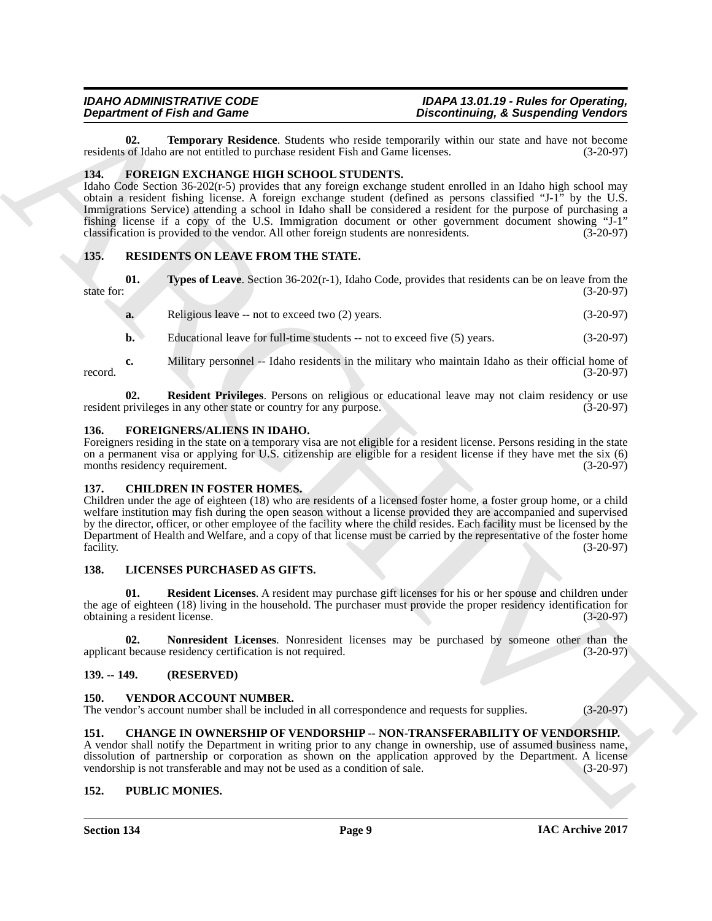**02. Temporary Residence**. Students who reside temporarily within our state and have not become residents of Idaho are not entitled to purchase resident Fish and Game licenses. (3-20-97)

## 134. FOREIGN EXCHANGE HIGH SCHOOL STUDENTS.

Idaho Code Section 36-202(r-5) provides that any foreign exchange student enrolled in an Idaho high school may obtain a resident fishing license. A foreign exchange student (defined as persons classified "J-1" by the U.S. Immigrations Service) attending a school in Idaho shall be considered a resident for the purpose of purchasing a fishing license if a copy of the U.S. Immigration document or other government document showing "J-1" classification is provided to the vendor. All other foreign students are nonresidents. (3-20-97)

## 135. RESIDENTS ON LEAVE FROM THE STATE.

**01. Types of Leave**. Section 36-202(r-1), Idaho Code, provides that residents can be on leave from the state for: (3-20-97)

**a.** Religious leave -- not to exceed two (2) years. (3-20-97)

**b.** Educational leave for full-time students -- not to exceed five (5) years. (3-20-97)

**c.** Military personnel -- Idaho residents in the military who maintain Idaho as their official home of record. (3-20-97)

**02. Resident Privileges**. Persons on religious or educational leave may not claim residency or use resident privileges in any other state or country for any purpose. (3-20-97)

## 136. FOREIGNERS/ALIENS IN IDAHO.

Foreigners residing in the state on a temporary visa are not eligible for a resident license. Persons residing in the state on a permanent visa or applying for U.S. citizenship are eligible for a resident license if they have met the six (6) months residency requirement. (3-20-97)

## 137. CHILDREN IN FOSTER HOMES.

Children under the age of eighteen (18) who are residents of a licensed foster home, a foster group home, or a child welfare institution may fish during the open season without a license provided they are accompanied and supervised by the director, officer, or other employee of the facility where the child resides. Each facility must be licensed by the Department of Health and Welfare, and a copy of that license must be carried by the representative of the foster home facility. (3-20-97)

## 138. LICENSES PURCHASED AS GIFTS.

**01. Resident Licenses**. A resident may purchase gift licenses for his or her spouse and children under the age of eighteen (18) living in the household. The purchaser must provide the proper residency identification for obtaining a resident license. (3-20-97)

**02. Nonresident Licenses**. Nonresident licenses may be purchased by someone other than the applicant because residency certification is not required. (3-20-97)

## 139. -- 149. (RESERVED)

## 150. VENDOR ACCOUNT NUMBER.

The vendor's account number shall be included in all correspondence and requests for supplies. (3-20-97)

## 151. CHANGE IN OWNERSHIP OF VENDORSHIP -- NON-TRANSFERABILITY OF VENDORSHIP.

A vendor shall notify the Department in writing prior to any change in ownership, use of assumed business name, dissolution of partnership or corporation as shown on the application approved by the Department. A license vendorship is not transferable and may not be used as a condition of sale. (3-20-97)

## 152. PUBLIC MONIES.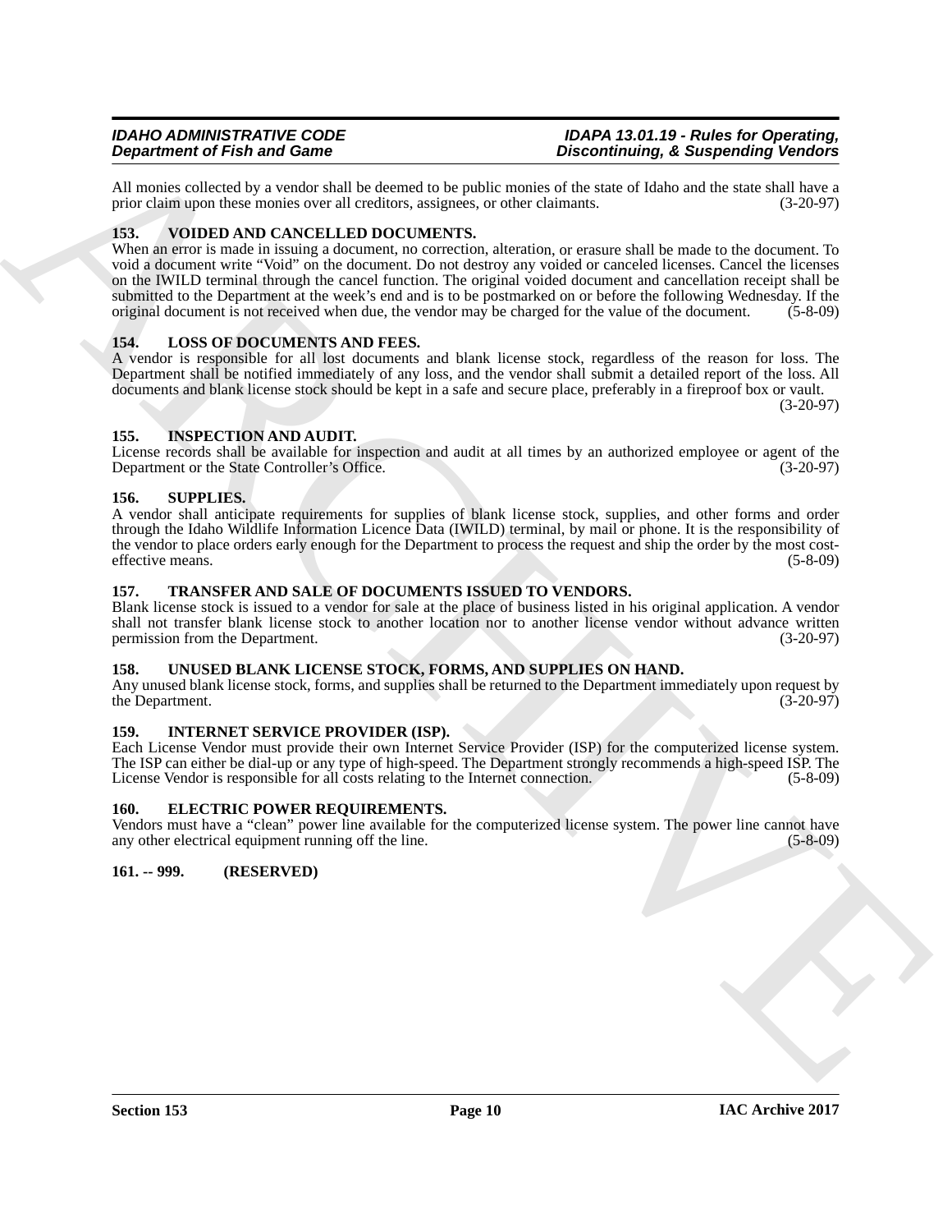All monies collected by a vendor shall be deemed to be public monies of the state of Idaho and the state shall have a prior claim upon these monies over all creditors, assignees, or other claimants. (3-20-97)

### 153. VOIDED AND CANCELLED DOCUMENTS.

When an error is made in issuing a document, no correction, alteration, or erasure shall be made to the document. To void a document write "Void" on the document. Do not destroy any voided or canceled licenses. Cancel the licenses on the IWILD terminal through the cancel function. The original voided document and cancellation receipt shall be submitted to the Department at the week's end and is to be postmarked on or before the following Wednesday. If the original document is not received when due, the vendor may be charged for the value of the document. (5-8-09)

### 154. LOSS OF DOCUMENTS AND FEES.

A vendor is responsible for all lost documents and blank license stock, regardless of the reason for loss. The Department shall be notified immediately of any loss, and the vendor shall submit a detailed report of the loss. All documents and blank license stock should be kept in a safe and secure place, preferably in a fireproof box or vault. (3-20-97)

### 155. INSPECTION AND AUDIT.

License records shall be available for inspection and audit at all times by an authorized employee or agent of the Department or the State Controller's Office. (3-20-97)

### 156. SUPPLIES.

A vendor shall anticipate requirements for supplies of blank license stock, supplies, and other forms and order through the Idaho Wildlife Information Licence Data (IWILD) terminal, by mail or phone. It is the responsibility of the vendor to place orders early enough for the Department to process the request and ship the order by the most cost-effective means. (5-8-09)

### 157. TRANSFER AND SALE OF DOCUMENTS ISSUED TO VENDORS.

Blank license stock is issued to a vendor for sale at the place of business listed in his original application. A vendor shall not transfer blank license stock to another location nor to another license vendor without advance written permission from the Department. (3-20-97)

### 158. UNUSED BLANK LICENSE STOCK, FORMS, AND SUPPLIES ON HAND.

Any unused blank license stock, forms, and supplies shall be returned to the Department immediately upon request by the Department. (3-20-97)

### 159. INTERNET SERVICE PROVIDER (ISP).

Each License Vendor must provide their own Internet Service Provider (ISP) for the computerized license system. The ISP can either be dial-up or any type of high-speed. The Department strongly recommends a high-speed ISP. The License Vendor is responsible for all costs relating to the Internet connection. (5-8-09)

### 160. ELECTRIC POWER REQUIREMENTS.

Vendors must have a "clean" power line available for the computerized license system. The power line cannot have any other electrical equipment running off the line. (5-8-09)

### 161. -- 999. (RESERVED)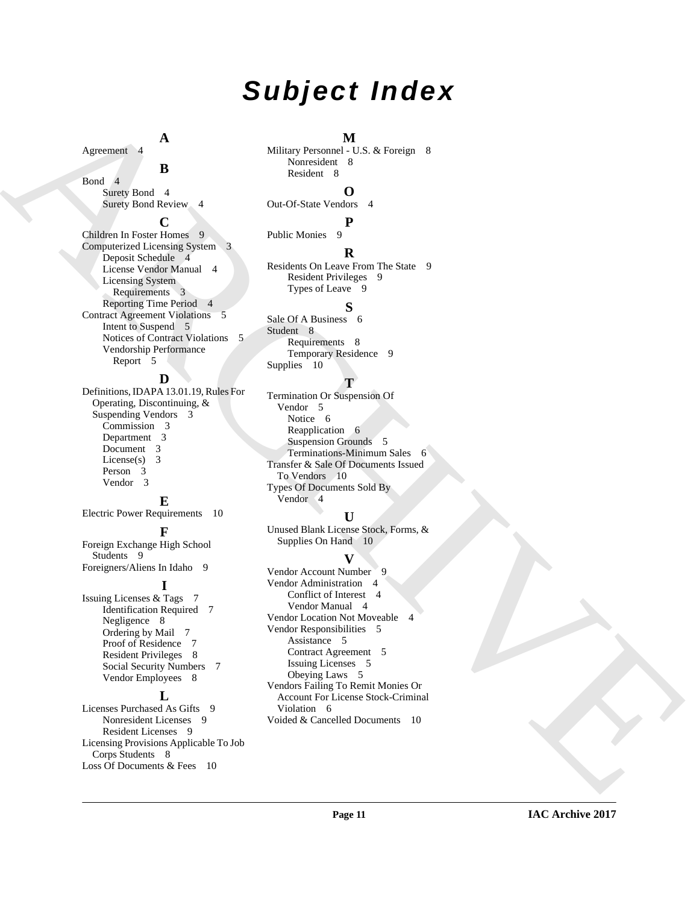# Subject Index

## A

Agreement 4

## B

Bond 4
- Surety Bond 4
- Surety Bond Review 4

## C

Children In Foster Homes 9

Computerized Licensing System 3
- Deposit Schedule 4
- License Vendor Manual 4
- Licensing System Requirements 3
- Reporting Time Period 4

Contract Agreement Violations 5
- Intent to Suspend 5
- Notices of Contract Violations 5
- Vendorship Performance Report 5

## D

Definitions, IDAPA 13.01.19, Rules For Operating, Discontinuing, & Suspending Vendors 3
- Commission 3
- Department 3
- Document 3
- License(s) 3
- Person 3
- Vendor 3

## E

Electric Power Requirements 10

## F

Foreign Exchange High School Students 9

Foreigners/Aliens In Idaho 9

## I

Issuing Licenses & Tags 7
- Identification Required 7
- Negligence 8
- Ordering by Mail 7
- Proof of Residence 7
- Resident Privileges 8
- Social Security Numbers 7
- Vendor Employees 8

## L

Licenses Purchased As Gifts 9
- Nonresident Licenses 9
- Resident Licenses 9

Licensing Provisions Applicable To Job Corps Students 8

Loss Of Documents & Fees 10

## M

Military Personnel - U.S. & Foreign 8
- Nonresident 8
- Resident 8

## O

Out-Of-State Vendors 4

## P

Public Monies 9

## R

Residents On Leave From The State 9
- Resident Privileges 9
- Types of Leave 9

## S

Sale Of A Business 6

Student 8
- Requirements 8
- Temporary Residence 9

Supplies 10

## T

Termination Or Suspension Of Vendor 5
- Notice 6
- Reapplication 6
- Suspension Grounds 5
- Terminations-Minimum Sales 6

Transfer & Sale Of Documents Issued To Vendors 10

Types Of Documents Sold By Vendor 4

## U

Unused Blank License Stock, Forms, & Supplies On Hand 10

## V

Vendor Account Number 9

Vendor Administration 4
- Conflict of Interest 4
- Vendor Manual 4

Vendor Location Not Moveable 4

Vendor Responsibilities 5
- Assistance 5
- Contract Agreement 5
- Issuing Licenses 5
- Obeying Laws 5

Vendors Failing To Remit Monies Or Account For License Stock-Criminal Violation 6

Voided & Cancelled Documents 10